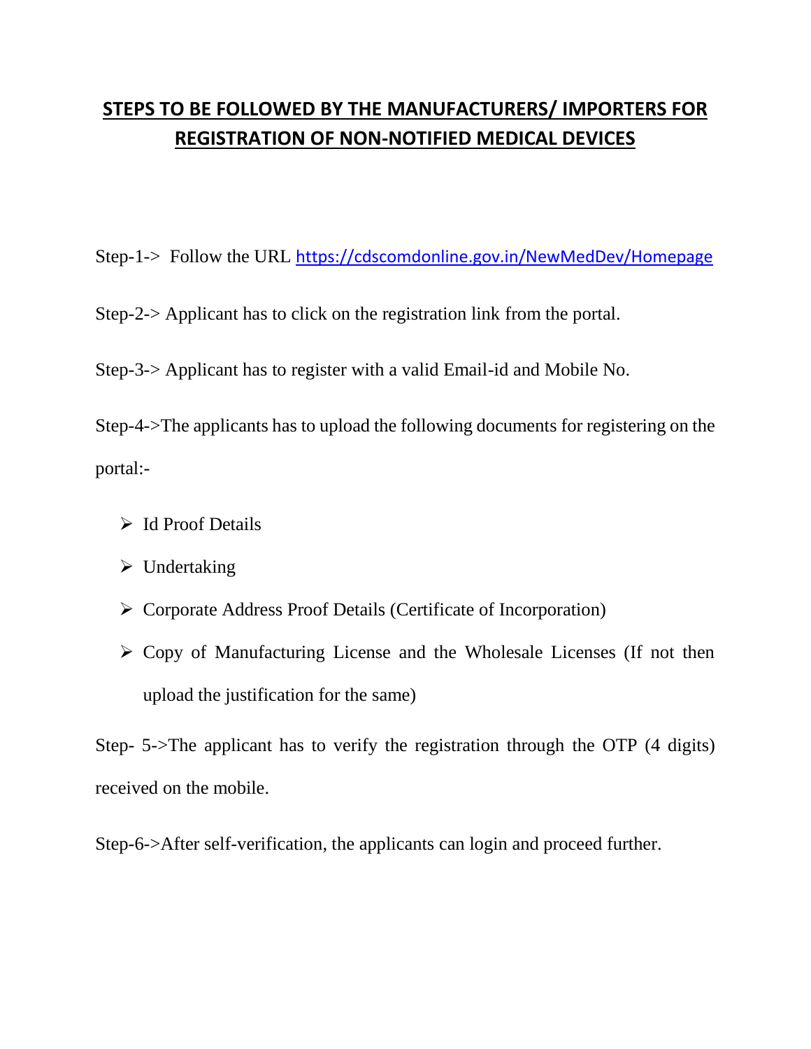# STEPS TO BE FOLLOWED BY THE MANUFACTURERS/ IMPORTERS FOR REGISTRATION OF NON-NOTIFIED MEDICAL DEVICES

Step-1-> Follow the URL https://cdscomdonline.gov.in/NewMedDev/Homepage

Step-2-> Applicant has to click on the registration link from the portal.

Step-3-> Applicant has to register with a valid Email-id and Mobile No.

Step-4->The applicants has to upload the following documents for registering on the portal:-

- Id Proof Details
- Undertaking
- Corporate Address Proof Details (Certificate of Incorporation)
- Copy of Manufacturing License and the Wholesale Licenses (If not then upload the justification for the same)

Step- 5->The applicant has to verify the registration through the OTP (4 digits) received on the mobile.

Step-6->After self-verification, the applicants can login and proceed further.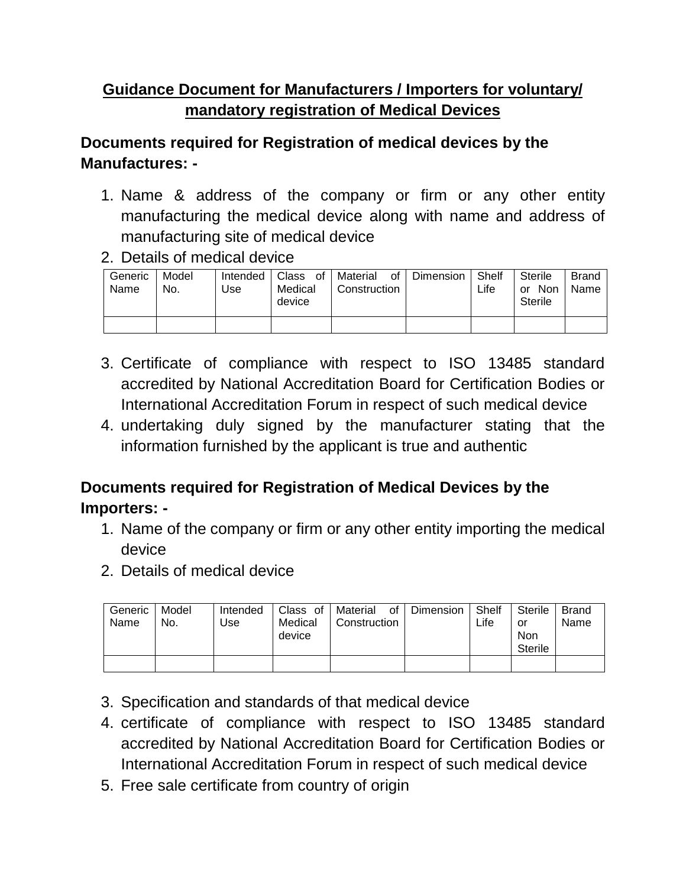## Guidance Document for Manufacturers / Importers for voluntary/ mandatory registration of Medical Devices

### Documents required for Registration of medical devices by the Manufactures: -

1. Name & address of the company or firm or any other entity manufacturing the medical device along with name and address of manufacturing site of medical device
2. Details of medical device

| Generic Name | Model No. | Intended Use | Class of Medical device | Material of Construction | Dimension | Shelf Life | Sterile or Non Sterile | Brand Name |
|---|---|---|---|---|---|---|---|---|
| | | | | | | | | |

3. Certificate of compliance with respect to ISO 13485 standard accredited by National Accreditation Board for Certification Bodies or International Accreditation Forum in respect of such medical device
4. undertaking duly signed by the manufacturer stating that the information furnished by the applicant is true and authentic

### Documents required for Registration of Medical Devices by the Importers: -

1. Name of the company or firm or any other entity importing the medical device
2. Details of medical device

| Generic Name | Model No. | Intended Use | Class of Medical device | Material of Construction | Dimension | Shelf Life | Sterile or Non Sterile | Brand Name |
|---|---|---|---|---|---|---|---|---|
| | | | | | | | | |

3. Specification and standards of that medical device
4. certificate of compliance with respect to ISO 13485 standard accredited by National Accreditation Board for Certification Bodies or International Accreditation Forum in respect of such medical device
5. Free sale certificate from country of origin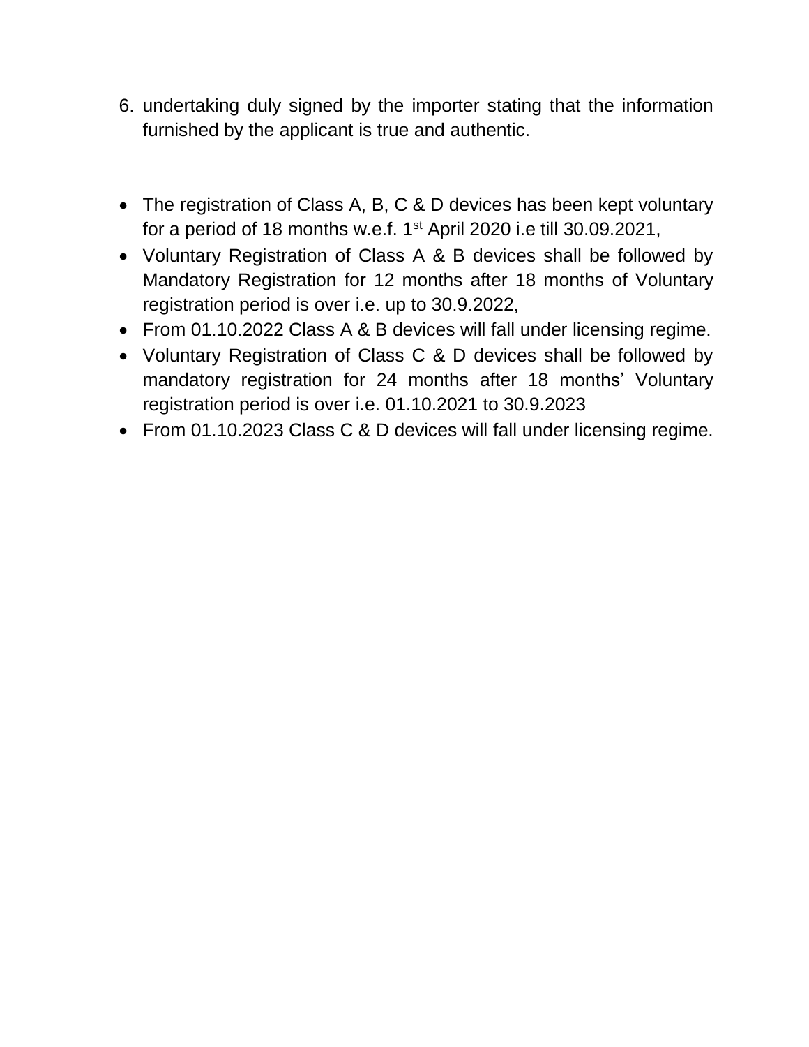6. undertaking duly signed by the importer stating that the information furnished by the applicant is true and authentic.

- The registration of Class A, B, C & D devices has been kept voluntary for a period of 18 months w.e.f. 1st April 2020 i.e till 30.09.2021,
- Voluntary Registration of Class A & B devices shall be followed by Mandatory Registration for 12 months after 18 months of Voluntary registration period is over i.e. up to 30.9.2022,
- From 01.10.2022 Class A & B devices will fall under licensing regime.
- Voluntary Registration of Class C & D devices shall be followed by mandatory registration for 24 months after 18 months' Voluntary registration period is over i.e. 01.10.2021 to 30.9.2023
- From 01.10.2023 Class C & D devices will fall under licensing regime.